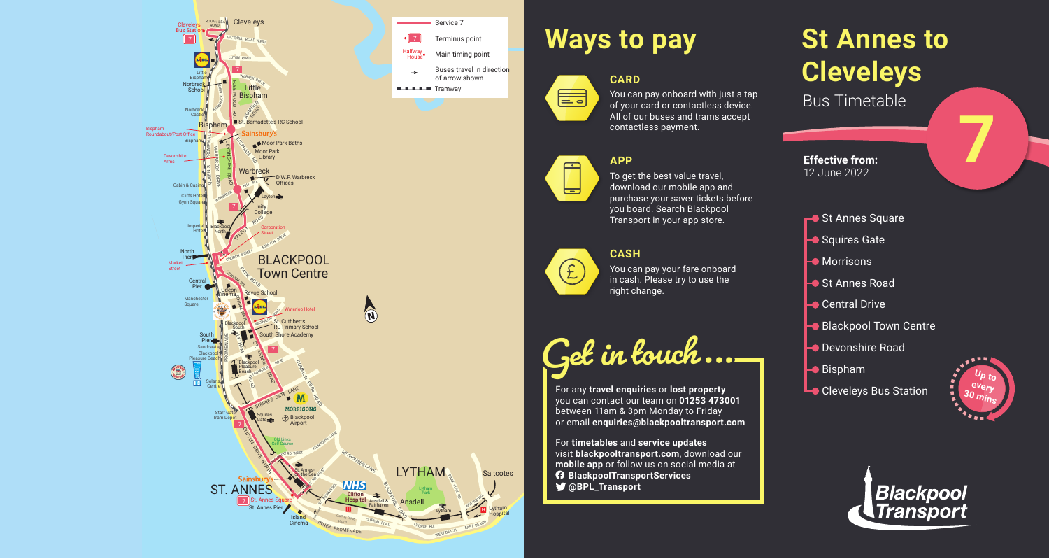# St Annes to Cleveleys

Bus Timetable

**7**

**Effective from:** 12 June 2022

- St Annes Square
- Squires Gate
- Morrisons
- St Annes Road
- Central Drive
- Blackpool Town Centre
- Devonshire Road
- Bispham
- Cleveleys Bus Station

Up to every 30 mins

Blackpool Transport

## Ways to pay

### CARD

You can pay onboard with just a tap of your card or contactless device. All of our buses and trams accept contactless payment.

### APP

To get the best value travel, download our mobile app and purchase your saver tickets before you board. Search Blackpool Transport in your app store.

### CASH

You can pay your fare onboard in cash. Please try to use the right change.

## Get in touch...

For any **travel enquiries** or **lost property** you can contact our team on **01253 473001** between 11am & 3pm Monday to Friday or email **enquiries@blackpooltransport.com**

For **timetables** and **service updates** visit **blackpooltransport.com**, download our **mobile app** or follow us on social media at

**BlackpoolTransportServices**

**@BPL_Transport**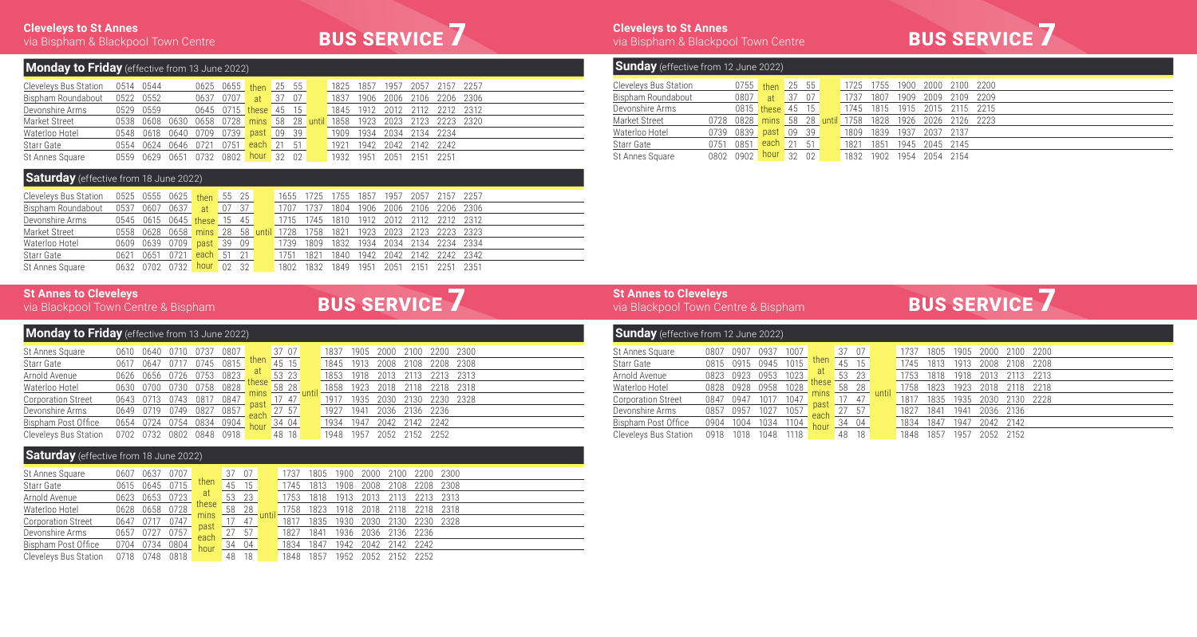## Cleveleys to St Annes
via Bispham & Blackpool Town Centre

# BUS SERVICE 7

### Monday to Friday (effective from 13 June 2022)

| | | | | | | | | | | | | | | | | |
|---|---|---|---|---|---|---|---|---|---|---|---|---|---|---|---|---|
| Cleveleys Bus Station | 0514 | 0544 | | 0625 | 0655 | then | 25 | 55 | | 1825 | 1857 | 1957 | 2057 | 2157 | 2257 | |
| Bispham Roundabout | 0522 | 0552 | | 0637 | 0707 | at | 37 | 07 | | 1837 | 1906 | 2006 | 2106 | 2206 | 2306 | |
| Devonshire Arms | 0529 | 0559 | | 0645 | 0715 | these | 45 | 15 | | 1845 | 1912 | 2012 | 2112 | 2212 | 2312 | |
| Market Street | 0538 | 0608 | 0630 | 0658 | 0728 | mins | 58 | 28 | until | 1858 | 1923 | 2023 | 2123 | 2223 | 2320 | |
| Waterloo Hotel | 0548 | 0618 | 0640 | 0709 | 0739 | past | 09 | 39 | | 1909 | 1934 | 2034 | 2134 | 2234 | | |
| Starr Gate | 0554 | 0624 | 0646 | 0721 | 0751 | each | 21 | 51 | | 1921 | 1942 | 2042 | 2142 | 2242 | | |
| St Annes Square | 0559 | 0629 | 0651 | 0732 | 0802 | hour | 32 | 02 | | 1932 | 1951 | 2051 | 2151 | 2251 | | |

### Saturday (effective from 18 June 2022)

| | | | | | | | | | | | | | | | | |
|---|---|---|---|---|---|---|---|---|---|---|---|---|---|---|---|---|
| Cleveleys Bus Station | 0525 | 0555 | 0625 | then | 55 | 25 | | 1655 | 1725 | 1755 | 1857 | 1957 | 2057 | 2157 | 2257 | |
| Bispham Roundabout | 0537 | 0607 | 0637 | at | 07 | 37 | | 1707 | 1737 | 1804 | 1906 | 2006 | 2106 | 2206 | 2306 | |
| Devonshire Arms | 0545 | 0615 | 0645 | these | 15 | 45 | | 1715 | 1745 | 1810 | 1912 | 2012 | 2112 | 2212 | 2312 | |
| Market Street | 0558 | 0628 | 0658 | mins | 28 | 58 | until | 1728 | 1758 | 1821 | 1923 | 2023 | 2123 | 2223 | 2323 | |
| Waterloo Hotel | 0609 | 0639 | 0709 | past | 39 | 09 | | 1739 | 1809 | 1832 | 1934 | 2034 | 2134 | 2234 | 2334 | |
| Starr Gate | 0621 | 0651 | 0721 | each | 51 | 21 | | 1751 | 1821 | 1840 | 1942 | 2042 | 2142 | 2242 | 2342 | |
| St Annes Square | 0632 | 0702 | 0732 | hour | 02 | 32 | | 1802 | 1832 | 1849 | 1951 | 2051 | 2151 | 2251 | 2351 | |

## Cleveleys to St Annes
via Bispham & Blackpool Town Centre

# BUS SERVICE 7

### Sunday (effective from 12 June 2022)

| | | | | | | | | | | | | | |
|---|---|---|---|---|---|---|---|---|---|---|---|---|---|
| Cleveleys Bus Station | | 0755 | then | 25 | 55 | | 1725 | 1755 | 1900 | 2000 | 2100 | 2200 | |
| Bispham Roundabout | | 0807 | at | 37 | 07 | | 1737 | 1807 | 1909 | 2009 | 2109 | 2209 | |
| Devonshire Arms | | 0815 | these | 45 | 15 | | 1745 | 1815 | 1915 | 2015 | 2115 | 2215 | |
| Market Street | 0728 | 0828 | mins | 58 | 28 | until | 1758 | 1828 | 1926 | 2026 | 2126 | 2223 | |
| Waterloo Hotel | 0739 | 0839 | past | 09 | 39 | | 1809 | 1839 | 1937 | 2037 | 2137 | | |
| Starr Gate | 0751 | 0851 | each | 21 | 51 | | 1821 | 1851 | 1945 | 2045 | 2145 | | |
| St Annes Square | 0802 | 0902 | hour | 32 | 02 | | 1832 | 1902 | 1954 | 2054 | 2154 | | |

## St Annes to Cleveleys
via Blackpool Town Centre & Bispham

# BUS SERVICE 7

### Monday to Friday (effective from 13 June 2022)

| | | | | | | | | | | | | | | | | |
|---|---|---|---|---|---|---|---|---|---|---|---|---|---|---|---|---|
| St Annes Square | 0610 | 0640 | 0710 | 0737 | 0807 | then | 37 | 07 | | 1837 | 1905 | 2000 | 2100 | 2200 | 2300 | |
| Starr Gate | 0617 | 0647 | 0717 | 0745 | 0815 | at | 45 | 15 | | 1845 | 1913 | 2008 | 2108 | 2208 | 2308 | |
| Arnold Avenue | 0626 | 0656 | 0726 | 0753 | 0823 | these | 53 | 23 | | 1853 | 1918 | 2013 | 2113 | 2213 | 2313 | |
| Waterloo Hotel | 0630 | 0700 | 0730 | 0758 | 0828 | mins | 58 | 28 | until | 1858 | 1923 | 2018 | 2118 | 2218 | 2318 | |
| Corporation Street | 0643 | 0713 | 0743 | 0817 | 0847 | past | 17 | 47 | | 1917 | 1935 | 2030 | 2130 | 2230 | 2328 | |
| Devonshire Arms | 0649 | 0719 | 0749 | 0827 | 0857 | each | 27 | 57 | | 1927 | 1941 | 2036 | 2136 | 2236 | | |
| Bispham Post Office | 0654 | 0724 | 0754 | 0834 | 0904 | hour | 34 | 04 | | 1934 | 1947 | 2042 | 2142 | 2242 | | |
| Cleveleys Bus Station | 0702 | 0732 | 0802 | 0848 | 0918 | | 48 | 18 | | 1948 | 1957 | 2052 | 2152 | 2252 | | |

### Saturday (effective from 18 June 2022)

| | | | | | | | | | | | | | | | |
|---|---|---|---|---|---|---|---|---|---|---|---|---|---|---|---|
| St Annes Square | 0607 | 0637 | 0707 | then | 37 | 07 | | 1737 | 1805 | 1900 | 2000 | 2100 | 2200 | 2300 | |
| Starr Gate | 0615 | 0645 | 0715 | at | 45 | 15 | | 1745 | 1813 | 1908 | 2008 | 2108 | 2208 | 2308 | |
| Arnold Avenue | 0623 | 0653 | 0723 | these | 53 | 23 | | 1753 | 1818 | 1913 | 2013 | 2113 | 2213 | 2313 | |
| Waterloo Hotel | 0628 | 0658 | 0728 | mins | 58 | 28 | until | 1758 | 1823 | 1918 | 2018 | 2118 | 2218 | 2318 | |
| Corporation Street | 0647 | 0717 | 0747 | past | 17 | 47 | | 1817 | 1835 | 1930 | 2030 | 2130 | 2230 | 2328 | |
| Devonshire Arms | 0657 | 0727 | 0757 | each | 27 | 57 | | 1827 | 1841 | 1936 | 2036 | 2136 | 2236 | | |
| Bispham Post Office | 0704 | 0734 | 0804 | hour | 34 | 04 | | 1834 | 1847 | 1942 | 2042 | 2142 | 2242 | | |
| Cleveleys Bus Station | 0718 | 0748 | 0818 | | 48 | 18 | | 1848 | 1857 | 1952 | 2052 | 2152 | 2252 | | |

## St Annes to Cleveleys
via Blackpool Town Centre & Bispham

# BUS SERVICE 7

### Sunday (effective from 12 June 2022)

| | | | | | | | | | | | | | | | |
|---|---|---|---|---|---|---|---|---|---|---|---|---|---|---|---|
| St Annes Square | 0807 | 0907 | 0937 | 1007 | then | 37 | 07 | | 1737 | 1805 | 1905 | 2000 | 2100 | 2200 | |
| Starr Gate | 0815 | 0915 | 0945 | 1015 | at | 45 | 15 | | 1745 | 1813 | 1913 | 2008 | 2108 | 2208 | |
| Arnold Avenue | 0823 | 0923 | 0953 | 1023 | these | 53 | 23 | | 1753 | 1818 | 1918 | 2013 | 2113 | 2213 | |
| Waterloo Hotel | 0828 | 0928 | 0958 | 1028 | mins | 58 | 28 | until | 1758 | 1823 | 1923 | 2018 | 2118 | 2218 | |
| Corporation Street | 0847 | 0947 | 1017 | 1047 | past | 17 | 47 | | 1817 | 1835 | 1935 | 2030 | 2130 | 2228 | |
| Devonshire Arms | 0857 | 0957 | 1027 | 1057 | each | 27 | 57 | | 1827 | 1841 | 1941 | 2036 | 2136 | | |
| Bispham Post Office | 0904 | 1004 | 1034 | 1104 | hour | 34 | 04 | | 1834 | 1847 | 1947 | 2042 | 2142 | | |
| Cleveleys Bus Station | 0918 | 1018 | 1048 | 1118 | | 48 | 18 | | 1848 | 1857 | 1957 | 2052 | 2152 | | |